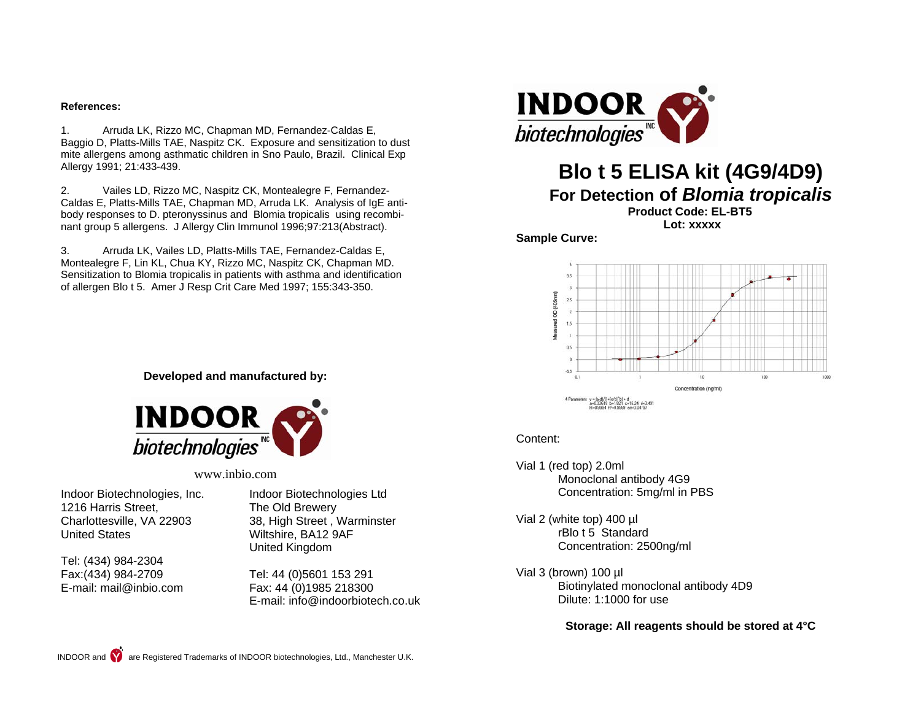**References:**

1. Arruda LK, Rizzo MC, Chapman MD, Fernandez-Caldas E, Baggio D, Platts-Mills TAE, Naspitz CK. Exposure and sensitization to dust mite allergens among asthmatic children in Sno Paulo, Brazil. Clinical Exp Allergy 1991; 21:433-439.

2. Vailes LD, Rizzo MC, Naspitz CK, Montealegre F, Fernandez-Caldas E, Platts-Mills TAE, Chapman MD, Arruda LK. Analysis of IgE antibody responses to D. pteronyssinus and Blomia tropicalis using recombinant group 5 allergens. J Allergy Clin Immunol 1996;97:213(Abstract).

3. Arruda LK, Vailes LD, Platts-Mills TAE, Fernandez-Caldas E, Montealegre F, Lin KL, Chua KY, Rizzo MC, Naspitz CK, Chapman MD. Sensitization to Blomia tropicalis in patients with asthma and identification of allergen Blo t 5. Amer J Resp Crit Care Med 1997; 155:343-350.

**Developed and manufactured by:**

INDOOR biotechnologies INC

www.inbio.com

Indoor Biotechnologies, Inc.
1216 Harris Street,
Charlottesville, VA 22903
United States

Tel: (434) 984-2304
Fax:(434) 984-2709
E-mail: mail@inbio.com

Indoor Biotechnologies Ltd
The Old Brewery
38, High Street , Warminster
Wiltshire, BA12 9AF
United Kingdom

Tel: 44 (0)5601 153 291
Fax: 44 (0)1985 218300
E-mail: info@indoorbiotech.co.uk

INDOOR and are Registered Trademarks of INDOOR biotechnologies, Ltd., Manchester U.K.

INDOOR biotechnologies INC

# Blo t 5 ELISA kit (4G9/4D9)

## For Detection of *Blomia tropicalis*

**Product Code: EL-BT5**
**Lot: xxxxx**

**Sample Curve:**

4 Parameters $y=(a-d)/(1+(x/c)^b)+d$
a=0.03618 b=1.821 c=16.24 d=3.491
R=0.9994 R²=0.9989 en=0.04797

Content:

Vial 1 (red top) 2.0ml
Monoclonal antibody 4G9
Concentration: 5mg/ml in PBS

Vial 2 (white top) 400 µl
rBlo t 5 Standard
Concentration: 2500ng/ml

Vial 3 (brown) 100 µl
Biotinylated monoclonal antibody 4D9
Dilute: 1:1000 for use

**Storage: All reagents should be stored at 4°C**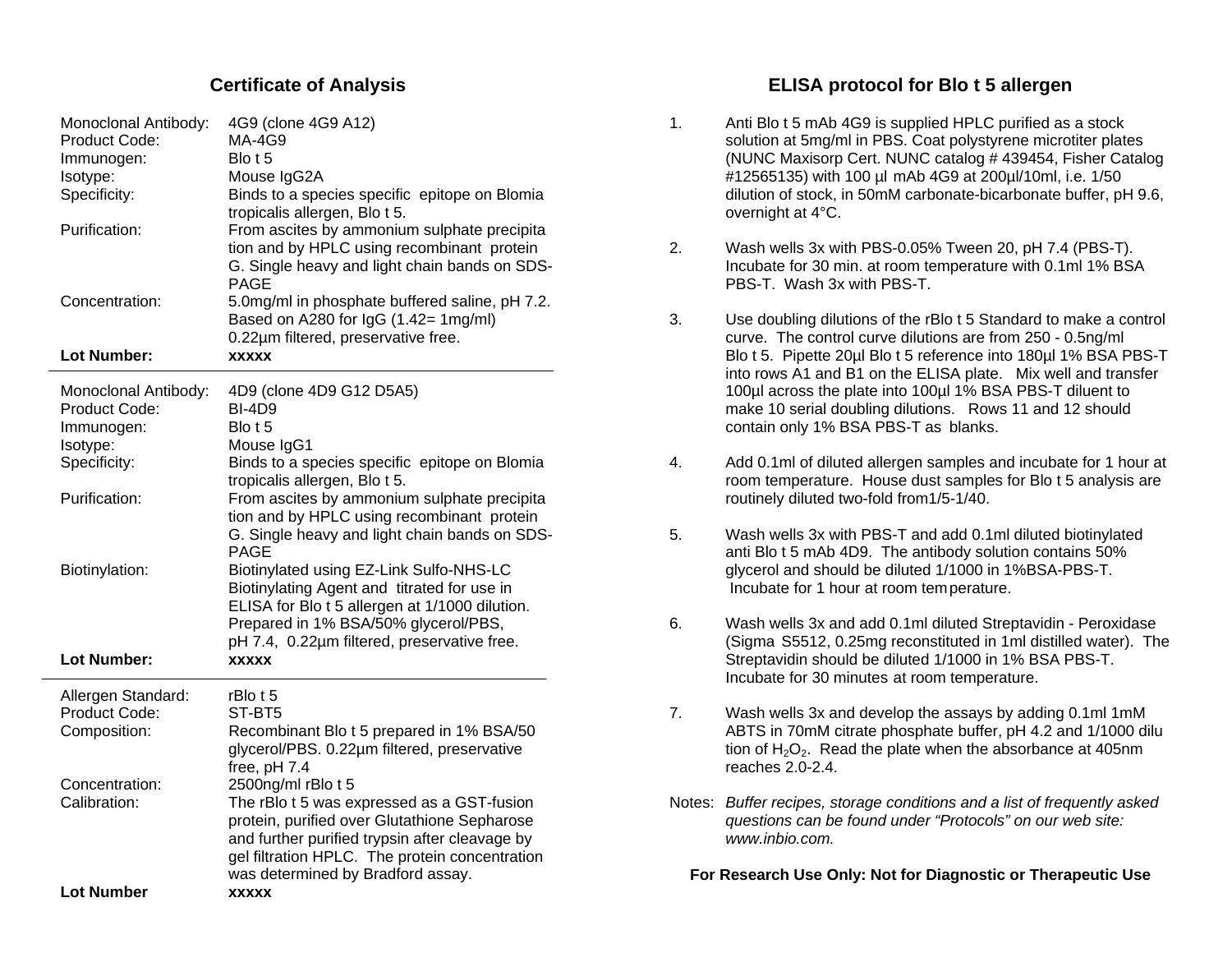## Certificate of Analysis

| | |
|---|---|
| Monoclonal Antibody: | 4G9 (clone 4G9 A12) |
| Product Code: | MA-4G9 |
| Immunogen: | Blo t 5 |
| Isotype: | Mouse IgG2A |
| Specificity: | Binds to a species specific epitope on Blomia tropicalis allergen, Blo t 5. |
| Purification: | From ascites by ammonium sulphate precipitation and by HPLC using recombinant protein G. Single heavy and light chain bands on SDS-PAGE |
| Concentration: | 5.0mg/ml in phosphate buffered saline, pH 7.2. Based on A280 for IgG (1.42= 1mg/ml) 0.22µm filtered, preservative free. |
| **Lot Number:** | **xxxxx** |

| | |
|---|---|
| Monoclonal Antibody: | 4D9 (clone 4D9 G12 D5A5) |
| Product Code: | BI-4D9 |
| Immunogen: | Blo t 5 |
| Isotype: | Mouse IgG1 |
| Specificity: | Binds to a species specific epitope on Blomia tropicalis allergen, Blo t 5. |
| Purification: | From ascites by ammonium sulphate precipitation and by HPLC using recombinant protein G. Single heavy and light chain bands on SDS-PAGE |
| Biotinylation: | Biotinylated using EZ-Link Sulfo-NHS-LC Biotinylating Agent and titrated for use in ELISA for Blo t 5 allergen at 1/1000 dilution. Prepared in 1% BSA/50% glycerol/PBS, pH 7.4, 0.22µm filtered, preservative free. |
| **Lot Number:** | **xxxxx** |

| | |
|---|---|
| Allergen Standard: | rBlo t 5 |
| Product Code: | ST-BT5 |
| Composition: | Recombinant Blo t 5 prepared in 1% BSA/50 glycerol/PBS. 0.22µm filtered, preservative free, pH 7.4 |
| Concentration: | 2500ng/ml rBlo t 5 |
| Calibration: | The rBlo t 5 was expressed as a GST-fusion protein, purified over Glutathione Sepharose and further purified trypsin after cleavage by gel filtration HPLC. The protein concentration was determined by Bradford assay. |
| **Lot Number** | **xxxxx** |

## ELISA protocol for Blo t 5 allergen

1. Anti Blo t 5 mAb 4G9 is supplied HPLC purified as a stock solution at 5mg/ml in PBS. Coat polystyrene microtiter plates (NUNC Maxisorp Cert. NUNC catalog # 439454, Fisher Catalog #12565135) with 100 µl mAb 4G9 at 200µl/10ml, i.e. 1/50 dilution of stock, in 50mM carbonate-bicarbonate buffer, pH 9.6, overnight at 4°C.

2. Wash wells 3x with PBS-0.05% Tween 20, pH 7.4 (PBS-T). Incubate for 30 min. at room temperature with 0.1ml 1% BSA PBS-T. Wash 3x with PBS-T.

3. Use doubling dilutions of the rBlo t 5 Standard to make a control curve. The control curve dilutions are from 250 - 0.5ng/ml Blo t 5. Pipette 20µl Blo t 5 reference into 180µl 1% BSA PBS-T into rows A1 and B1 on the ELISA plate. Mix well and transfer 100µl across the plate into 100µl 1% BSA PBS-T diluent to make 10 serial doubling dilutions. Rows 11 and 12 should contain only 1% BSA PBS-T as blanks.

4. Add 0.1ml of diluted allergen samples and incubate for 1 hour at room temperature. House dust samples for Blo t 5 analysis are routinely diluted two-fold from1/5-1/40.

5. Wash wells 3x with PBS-T and add 0.1ml diluted biotinylated anti Blo t 5 mAb 4D9. The antibody solution contains 50% glycerol and should be diluted 1/1000 in 1%BSA-PBS-T. Incubate for 1 hour at room temperature.

6. Wash wells 3x and add 0.1ml diluted Streptavidin - Peroxidase (Sigma S5512, 0.25mg reconstituted in 1ml distilled water). The Streptavidin should be diluted 1/1000 in 1% BSA PBS-T. Incubate for 30 minutes at room temperature.

7. Wash wells 3x and develop the assays by adding 0.1ml 1mM ABTS in 70mM citrate phosphate buffer, pH 4.2 and 1/1000 dilution of $H_2O_2$. Read the plate when the absorbance at 405nm reaches 2.0-2.4.

Notes: *Buffer recipes, storage conditions and a list of frequently asked questions can be found under "Protocols" on our web site: www.inbio.com.*

**For Research Use Only: Not for Diagnostic or Therapeutic Use**